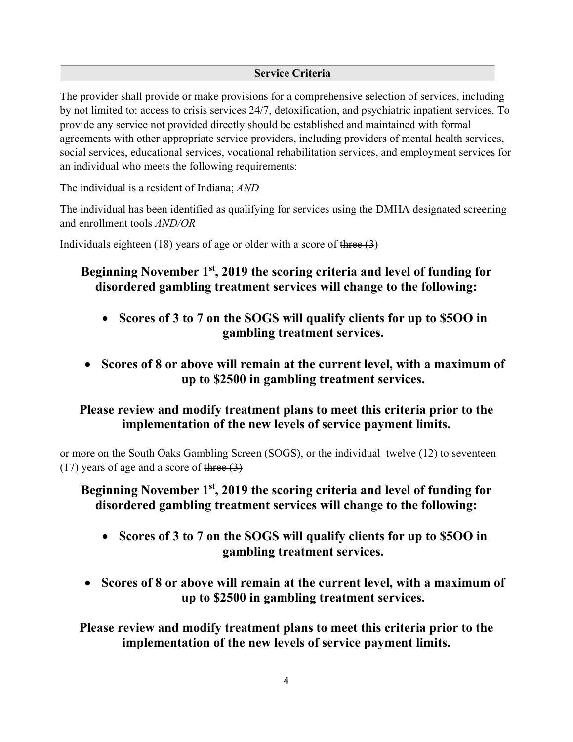## Service Criteria

The provider shall provide or make provisions for a comprehensive selection of services, including by not limited to: access to crisis services 24/7, detoxification, and psychiatric inpatient services. To provide any service not provided directly should be established and maintained with formal agreements with other appropriate service providers, including providers of mental health services, social services, educational services, vocational rehabilitation services, and employment services for an individual who meets the following requirements:

The individual is a resident of Indiana; *AND*

The individual has been identified as qualifying for services using the DMHA designated screening and enrollment tools *AND/OR*

Individuals eighteen (18) years of age or older with a score of ~~three (3~~)

**Beginning November 1st, 2019 the scoring criteria and level of funding for disordered gambling treatment services will change to the following:**

- **Scores of 3 to 7 on the SOGS will qualify clients for up to $5OO in gambling treatment services.**
- **Scores of 8 or above will remain at the current level, with a maximum of up to $2500 in gambling treatment services.**

**Please review and modify treatment plans to meet this criteria prior to the implementation of the new levels of service payment limits.**

or more on the South Oaks Gambling Screen (SOGS), or the individual twelve (12) to seventeen (17) years of age and a score of ~~three (3)~~

**Beginning November 1st, 2019 the scoring criteria and level of funding for disordered gambling treatment services will change to the following:**

- **Scores of 3 to 7 on the SOGS will qualify clients for up to $5OO in gambling treatment services.**
- **Scores of 8 or above will remain at the current level, with a maximum of up to $2500 in gambling treatment services.**

**Please review and modify treatment plans to meet this criteria prior to the implementation of the new levels of service payment limits.**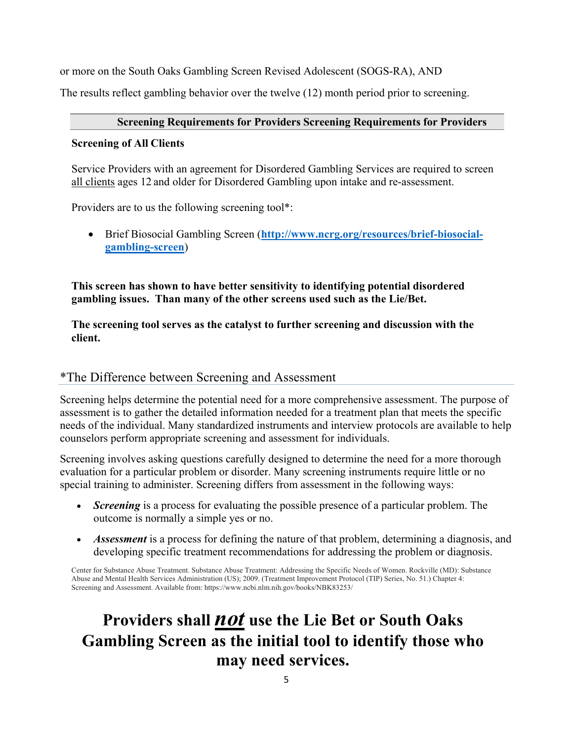or more on the South Oaks Gambling Screen Revised Adolescent (SOGS-RA), AND

The results reflect gambling behavior over the twelve (12) month period prior to screening.

## Screening Requirements for Providers Screening Requirements for Providers

**Screening of All Clients**

Service Providers with an agreement for Disordered Gambling Services are required to screen all clients ages 12 and older for Disordered Gambling upon intake and re-assessment.

Providers are to us the following screening tool*:

- Brief Biosocial Gambling Screen (**[http://www.ncrg.org/resources/brief-biosocial-gambling-screen](http://www.ncrg.org/resources/brief-biosocial-gambling-screen)**)

**This screen has shown to have better sensitivity to identifying potential disordered gambling issues. Than many of the other screens used such as the Lie/Bet.**

**The screening tool serves as the catalyst to further screening and discussion with the client.**

## *The Difference between Screening and Assessment

Screening helps determine the potential need for a more comprehensive assessment. The purpose of assessment is to gather the detailed information needed for a treatment plan that meets the specific needs of the individual. Many standardized instruments and interview protocols are available to help counselors perform appropriate screening and assessment for individuals.

Screening involves asking questions carefully designed to determine the need for a more thorough evaluation for a particular problem or disorder. Many screening instruments require little or no special training to administer. Screening differs from assessment in the following ways:

- ***Screening*** is a process for evaluating the possible presence of a particular problem. The outcome is normally a simple yes or no.
- ***Assessment*** is a process for defining the nature of that problem, determining a diagnosis, and developing specific treatment recommendations for addressing the problem or diagnosis.

Center for Substance Abuse Treatment. Substance Abuse Treatment: Addressing the Specific Needs of Women. Rockville (MD): Substance Abuse and Mental Health Services Administration (US); 2009. (Treatment Improvement Protocol (TIP) Series, No. 51.) Chapter 4: Screening and Assessment. Available from: https://www.ncbi.nlm.nih.gov/books/NBK83253/

# Providers shall ***not*** use the Lie Bet or South Oaks Gambling Screen as the initial tool to identify those who may need services.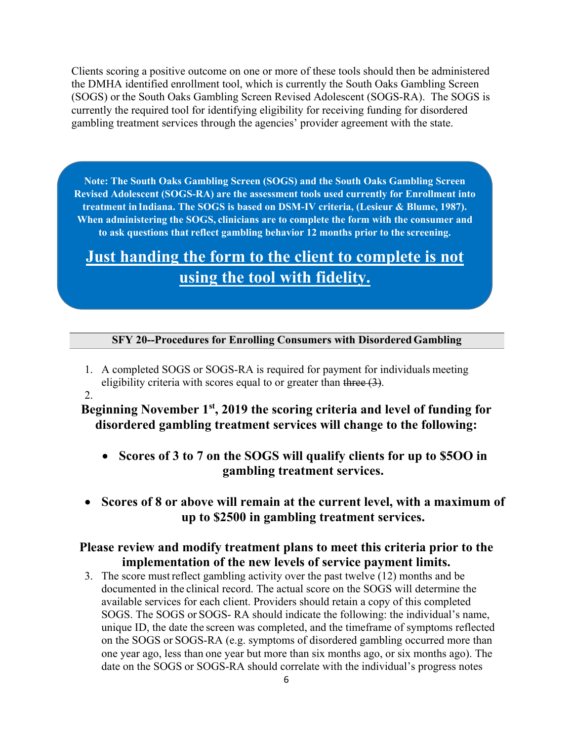Clients scoring a positive outcome on one or more of these tools should then be administered the DMHA identified enrollment tool, which is currently the South Oaks Gambling Screen (SOGS) or the South Oaks Gambling Screen Revised Adolescent (SOGS-RA). The SOGS is currently the required tool for identifying eligibility for receiving funding for disordered gambling treatment services through the agencies' provider agreement with the state.

> **Note: The South Oaks Gambling Screen (SOGS) and the South Oaks Gambling Screen Revised Adolescent (SOGS-RA) are the assessment tools used currently for Enrollment into treatment in Indiana. The SOGS is based on DSM-IV criteria, (Lesieur & Blume, 1987). When administering the SOGS, clinicians are to complete the form with the consumer and to ask questions that reflect gambling behavior 12 months prior to the screening.**
>
> **<u>Just handing the form to the client to complete is not using the tool with fidelity.</u>**

**SFY 20--Procedures for Enrolling Consumers with Disordered Gambling**

1. A completed SOGS or SOGS-RA is required for payment for individuals meeting eligibility criteria with scores equal to or greater than ~~three (3)~~.
2. **Beginning November 1st, 2019 the scoring criteria and level of funding for disordered gambling treatment services will change to the following:**

   - **Scores of 3 to 7 on the SOGS will qualify clients for up to $5OO in gambling treatment services.**
   - **Scores of 8 or above will remain at the current level, with a maximum of up to $2500 in gambling treatment services.**

   **Please review and modify treatment plans to meet this criteria prior to the implementation of the new levels of service payment limits.**
3. The score must reflect gambling activity over the past twelve (12) months and be documented in the clinical record. The actual score on the SOGS will determine the available services for each client. Providers should retain a copy of this completed SOGS. The SOGS or SOGS- RA should indicate the following: the individual's name, unique ID, the date the screen was completed, and the timeframe of symptoms reflected on the SOGS or SOGS-RA (e.g. symptoms of disordered gambling occurred more than one year ago, less than one year but more than six months ago, or six months ago). The date on the SOGS or SOGS-RA should correlate with the individual's progress notes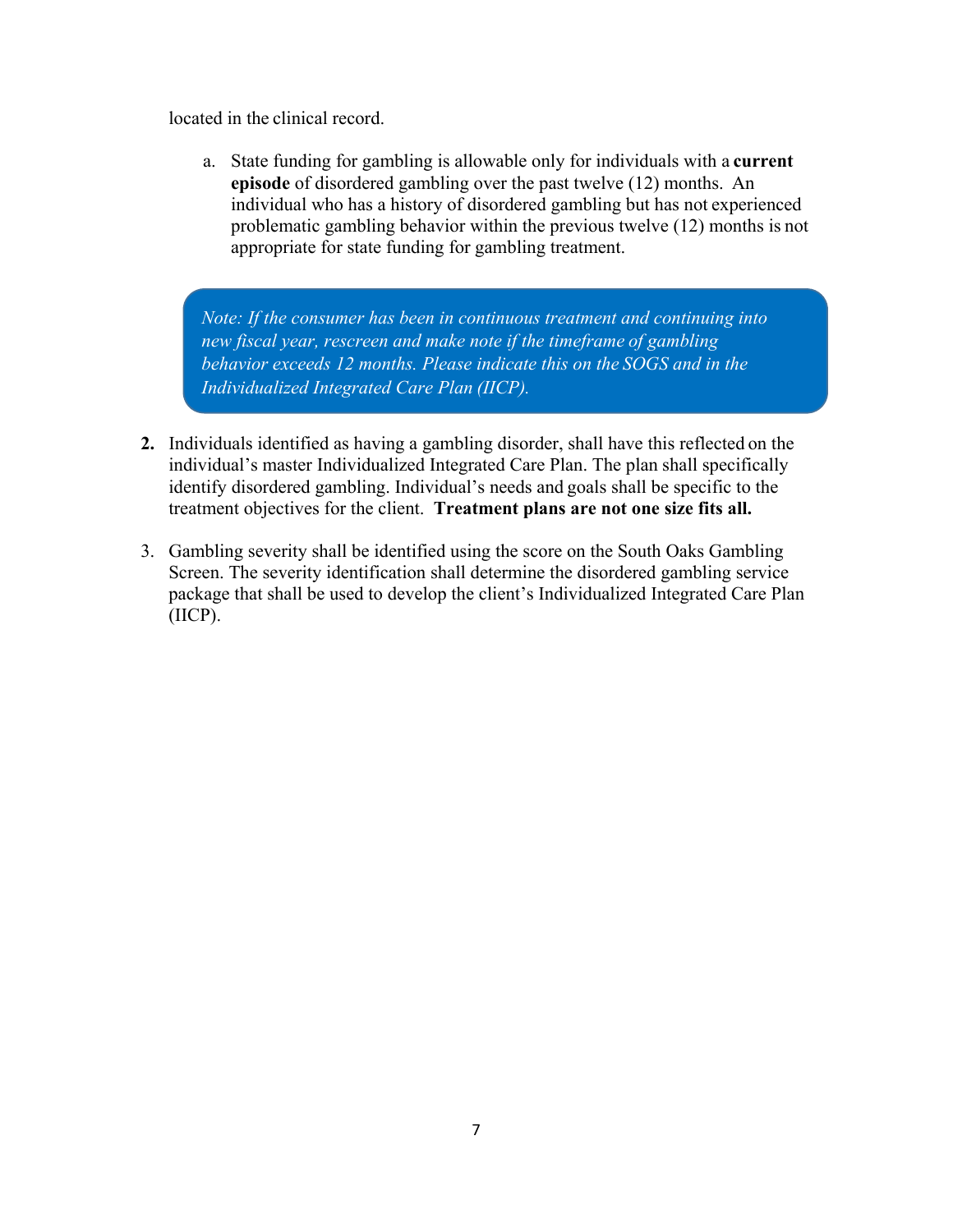located in the clinical record.

a. State funding for gambling is allowable only for individuals with a **current episode** of disordered gambling over the past twelve (12) months. An individual who has a history of disordered gambling but has not experienced problematic gambling behavior within the previous twelve (12) months is not appropriate for state funding for gambling treatment.

> *Note: If the consumer has been in continuous treatment and continuing into new fiscal year, rescreen and make note if the timeframe of gambling behavior exceeds 12 months. Please indicate this on the SOGS and in the Individualized Integrated Care Plan (IICP).*

**2.** Individuals identified as having a gambling disorder, shall have this reflected on the individual's master Individualized Integrated Care Plan. The plan shall specifically identify disordered gambling. Individual's needs and goals shall be specific to the treatment objectives for the client. **Treatment plans are not one size fits all.**

3. Gambling severity shall be identified using the score on the South Oaks Gambling Screen. The severity identification shall determine the disordered gambling service package that shall be used to develop the client's Individualized Integrated Care Plan (IICP).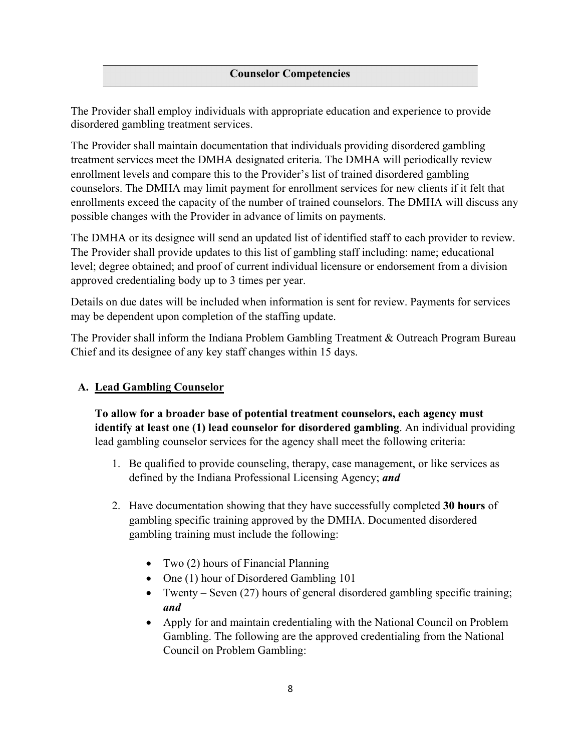## Counselor Competencies

The Provider shall employ individuals with appropriate education and experience to provide disordered gambling treatment services.

The Provider shall maintain documentation that individuals providing disordered gambling treatment services meet the DMHA designated criteria. The DMHA will periodically review enrollment levels and compare this to the Provider's list of trained disordered gambling counselors. The DMHA may limit payment for enrollment services for new clients if it felt that enrollments exceed the capacity of the number of trained counselors. The DMHA will discuss any possible changes with the Provider in advance of limits on payments.

The DMHA or its designee will send an updated list of identified staff to each provider to review. The Provider shall provide updates to this list of gambling staff including: name; educational level; degree obtained; and proof of current individual licensure or endorsement from a division approved credentialing body up to 3 times per year.

Details on due dates will be included when information is sent for review. Payments for services may be dependent upon completion of the staffing update.

The Provider shall inform the Indiana Problem Gambling Treatment & Outreach Program Bureau Chief and its designee of any key staff changes within 15 days.

### A. Lead Gambling Counselor

**To allow for a broader base of potential treatment counselors, each agency must identify at least one (1) lead counselor for disordered gambling**. An individual providing lead gambling counselor services for the agency shall meet the following criteria:

1. Be qualified to provide counseling, therapy, case management, or like services as defined by the Indiana Professional Licensing Agency; ***and***

2. Have documentation showing that they have successfully completed **30 hours** of gambling specific training approved by the DMHA. Documented disordered gambling training must include the following:

   - Two (2) hours of Financial Planning
   - One (1) hour of Disordered Gambling 101
   - Twenty – Seven (27) hours of general disordered gambling specific training; ***and***
   - Apply for and maintain credentialing with the National Council on Problem Gambling. The following are the approved credentialing from the National Council on Problem Gambling: